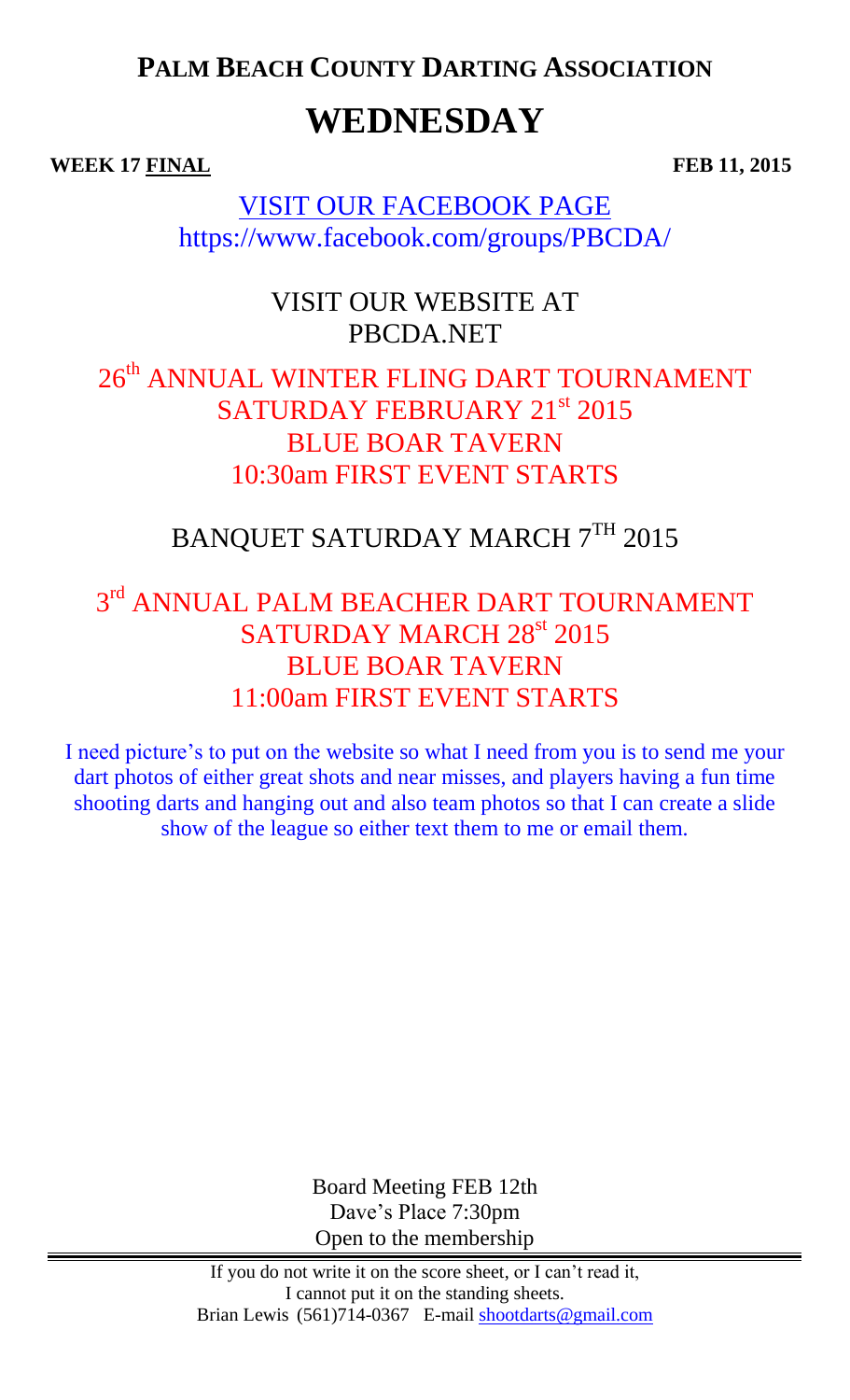# PALM BEACH COUNTY DARTING ASSOCIATION

# WEDNESDAY

**WEEK 17 FINAL** **FEB 11, 2015**

VISIT OUR FACEBOOK PAGE
https://www.facebook.com/groups/PBCDA/

VISIT OUR WEBSITE AT
PBCDA.NET

26th ANNUAL WINTER FLING DART TOURNAMENT
SATURDAY FEBRUARY 21st 2015
BLUE BOAR TAVERN
10:30am FIRST EVENT STARTS

BANQUET SATURDAY MARCH 7TH 2015

3rd ANNUAL PALM BEACHER DART TOURNAMENT
SATURDAY MARCH 28st 2015
BLUE BOAR TAVERN
11:00am FIRST EVENT STARTS

I need picture's to put on the website so what I need from you is to send me your dart photos of either great shots and near misses, and players having a fun time shooting darts and hanging out and also team photos so that I can create a slide show of the league so either text them to me or email them.

Board Meeting FEB 12th
Dave's Place 7:30pm
Open to the membership

---

If you do not write it on the score sheet, or I can't read it,
I cannot put it on the standing sheets.
Brian Lewis (561)714-0367 E-mail shootdarts@gmail.com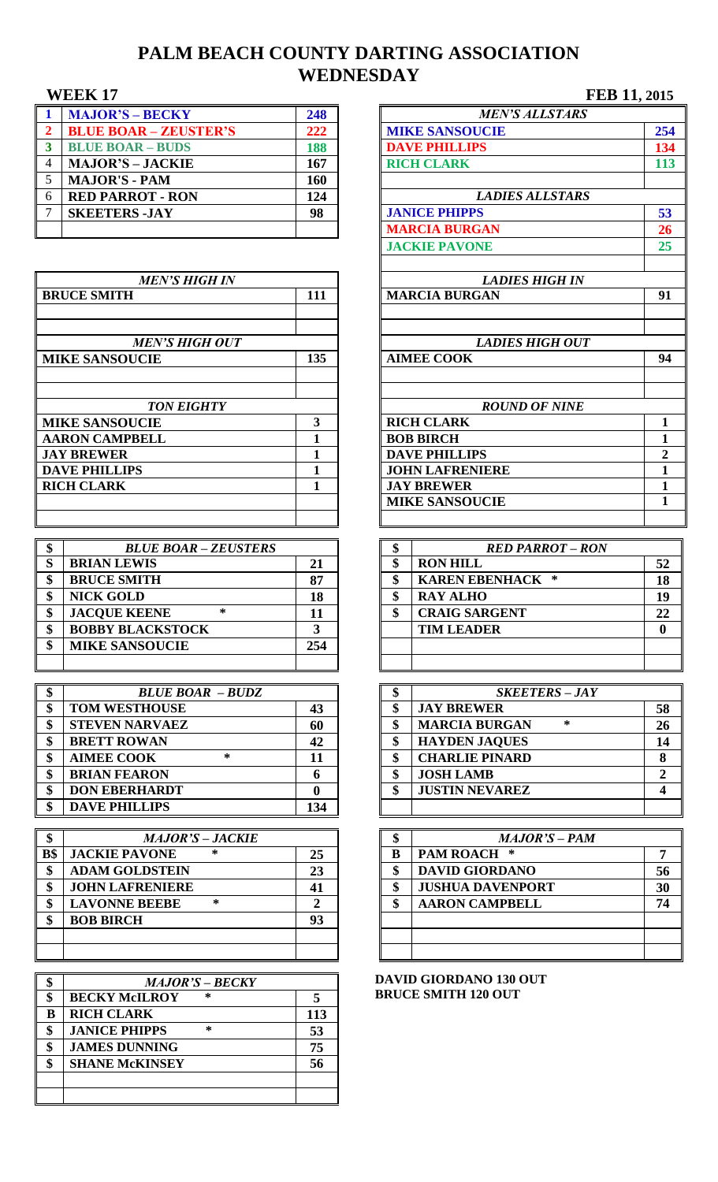# PALM BEACH COUNTY DARTING ASSOCIATION
## WEDNESDAY

**WEEK 17** **FEB 11, 2015**

| | | |
|---|---|---|
| 1 | MAJOR'S – BECKY | 248 |
| 2 | BLUE BOAR – ZEUSTER'S | 222 |
| 3 | BLUE BOAR – BUDS | 188 |
| 4 | MAJOR'S – JACKIE | 167 |
| 5 | MAJOR'S - PAM | 160 |
| 6 | RED PARROT - RON | 124 |
| 7 | SKEETERS -JAY | 98 |

| *MEN'S ALLSTARS* | |
|---|---|
| MIKE SANSOUCIE | 254 |
| DAVE PHILLIPS | 134 |
| RICH CLARK | 113 |

| *LADIES ALLSTARS* | |
|---|---|
| JANICE PHIPPS | 53 |
| MARCIA BURGAN | 26 |
| JACKIE PAVONE | 25 |

| *MEN'S HIGH IN* | |
|---|---|
| BRUCE SMITH | 111 |

| *LADIES HIGH IN* | |
|---|---|
| MARCIA BURGAN | 91 |

| *MEN'S HIGH OUT* | |
|---|---|
| MIKE SANSOUCIE | 135 |

| *LADIES HIGH OUT* | |
|---|---|
| AIMEE COOK | 94 |

| *TON EIGHTY* | |
|---|---|
| MIKE SANSOUCIE | 3 |
| AARON CAMPBELL | 1 |
| JAY BREWER | 1 |
| DAVE PHILLIPS | 1 |
| RICH CLARK | 1 |

| *ROUND OF NINE* | |
|---|---|
| RICH CLARK | 1 |
| BOB BIRCH | 1 |
| DAVE PHILLIPS | 2 |
| JOHN LAFRENIERE | 1 |
| JAY BREWER | 1 |
| MIKE SANSOUCIE | 1 |

| $ | *BLUE BOAR – ZEUSTERS* | |
|---|---|---|
| S | BRIAN LEWIS | 21 |
| $ | BRUCE SMITH | 87 |
| $ | NICK GOLD | 18 |
| $ | JACQUE KEENE * | 11 |
| $ | BOBBY BLACKSTOCK | 3 |
| $ | MIKE SANSOUCIE | 254 |

| $ | *RED PARROT – RON* | |
|---|---|---|
| $ | RON HILL | 52 |
| $ | KAREN EBENHACK * | 18 |
| $ | RAY ALHO | 19 |
| $ | CRAIG SARGENT | 22 |
| | TIM LEADER | 0 |

| $ | *BLUE BOAR – BUDZ* | |
|---|---|---|
| $ | TOM WESTHOUSE | 43 |
| $ | STEVEN NARVAEZ | 60 |
| $ | BRETT ROWAN | 42 |
| $ | AIMEE COOK * | 11 |
| $ | BRIAN FEARON | 6 |
| $ | DON EBERHARDT | 0 |
| $ | DAVE PHILLIPS | 134 |

| $ | *SKEETERS – JAY* | |
|---|---|---|
| $ | JAY BREWER | 58 |
| $ | MARCIA BURGAN * | 26 |
| $ | HAYDEN JAQUES | 14 |
| $ | CHARLIE PINARD | 8 |
| $ | JOSH LAMB | 2 |
| $ | JUSTIN NEVAREZ | 4 |

| $ | *MAJOR'S – JACKIE* | |
|---|---|---|
| B$ | JACKIE PAVONE * | 25 |
| $ | ADAM GOLDSTEIN | 23 |
| $ | JOHN LAFRENIERE | 41 |
| $ | LAVONNE BEEBE * | 2 |
| $ | BOB BIRCH | 93 |

| $ | *MAJOR'S – PAM* | |
|---|---|---|
| B | PAM ROACH * | 7 |
| $ | DAVID GIORDANO | 56 |
| $ | JUSHUA DAVENPORT | 30 |
| $ | AARON CAMPBELL | 74 |

| $ | *MAJOR'S – BECKY* | |
|---|---|---|
| $ | BECKY McILROY * | 5 |
| B | RICH CLARK | 113 |
| $ | JANICE PHIPPS * | 53 |
| $ | JAMES DUNNING | 75 |
| $ | SHANE McKINSEY | 56 |

**DAVID GIORDANO 130 OUT**
**BRUCE SMITH 120 OUT**